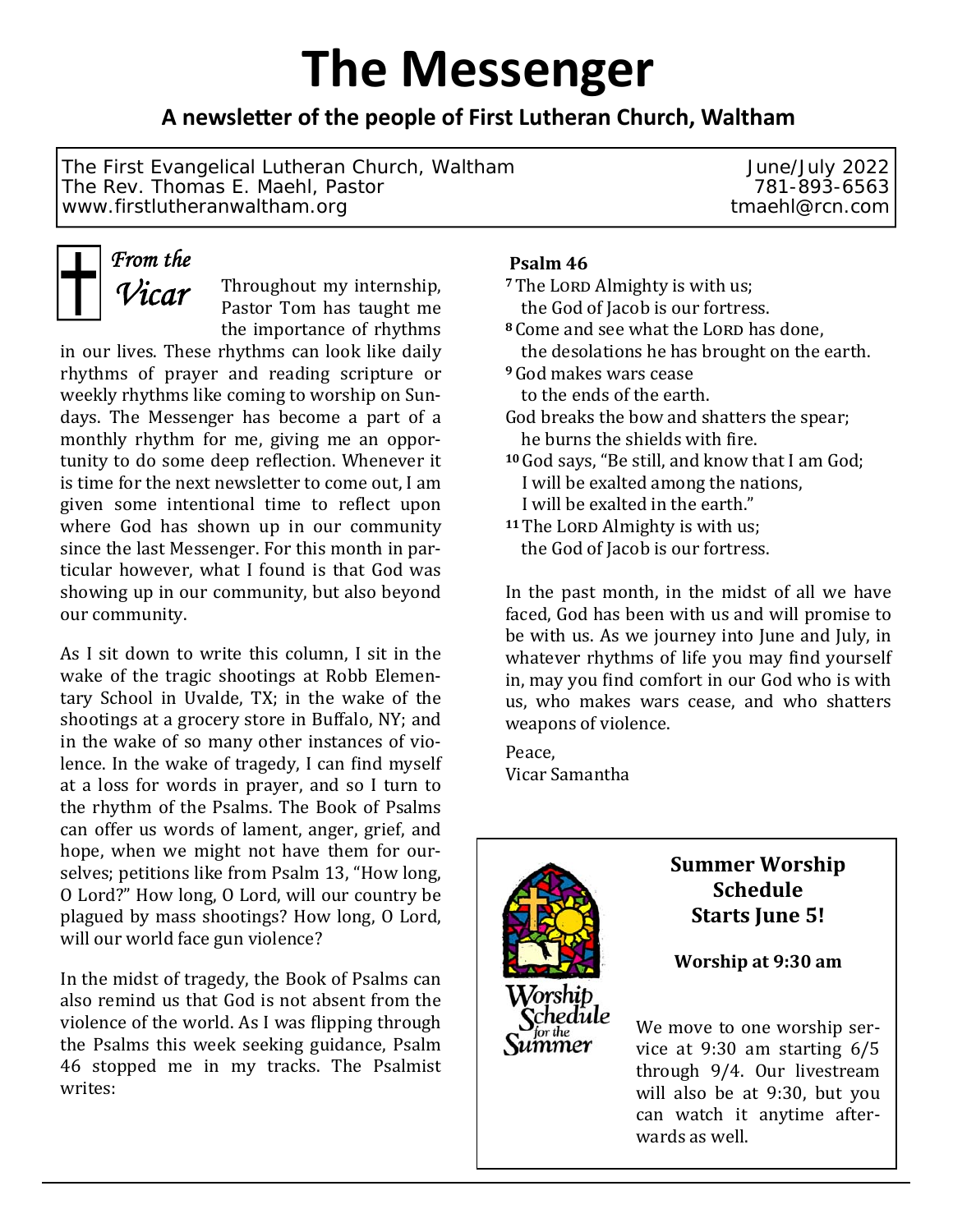# The Messenger

**A newsletter of the people of First Lutheran Church, Waltham**

The First Evangelical Lutheran Church, Waltham
The Rev. Thomas E. Maehl, Pastor
www.firstlutheranwaltham.org

June/July 2022
781-893-6563
tmaehl@rcn.com

## *From the Vicar*

Throughout my internship, Pastor Tom has taught me the importance of rhythms in our lives. These rhythms can look like daily rhythms of prayer and reading scripture or weekly rhythms like coming to worship on Sundays. The Messenger has become a part of a monthly rhythm for me, giving me an opportunity to do some deep reflection. Whenever it is time for the next newsletter to come out, I am given some intentional time to reflect upon where God has shown up in our community since the last Messenger. For this month in particular however, what I found is that God was showing up in our community, but also beyond our community.

As I sit down to write this column, I sit in the wake of the tragic shootings at Robb Elementary School in Uvalde, TX; in the wake of the shootings at a grocery store in Buffalo, NY; and in the wake of so many other instances of violence. In the wake of tragedy, I can find myself at a loss for words in prayer, and so I turn to the rhythm of the Psalms. The Book of Psalms can offer us words of lament, anger, grief, and hope, when we might not have them for ourselves; petitions like from Psalm 13, "How long, O Lord?" How long, O Lord, will our country be plagued by mass shootings? How long, O Lord, will our world face gun violence?

In the midst of tragedy, the Book of Psalms can also remind us that God is not absent from the violence of the world. As I was flipping through the Psalms this week seeking guidance, Psalm 46 stopped me in my tracks. The Psalmist writes:

**Psalm 46**

[7] The LORD Almighty is with us;
the God of Jacob is our fortress.
[8] Come and see what the LORD has done,
the desolations he has brought on the earth.
[9] God makes wars cease
to the ends of the earth.
God breaks the bow and shatters the spear;
he burns the shields with fire.
[10] God says, "Be still, and know that I am God;
I will be exalted among the nations,
I will be exalted in the earth."
[11] The LORD Almighty is with us;
the God of Jacob is our fortress.

In the past month, in the midst of all we have faced, God has been with us and will promise to be with us. As we journey into June and July, in whatever rhythms of life you may find yourself in, may you find comfort in our God who is with us, who makes wars cease, and who shatters weapons of violence.

Peace,
Vicar Samantha

### Summer Worship Schedule Starts June 5!

**Worship at 9:30 am**

We move to one worship service at 9:30 am starting 6/5 through 9/4. Our livestream will also be at 9:30, but you can watch it anytime afterwards as well.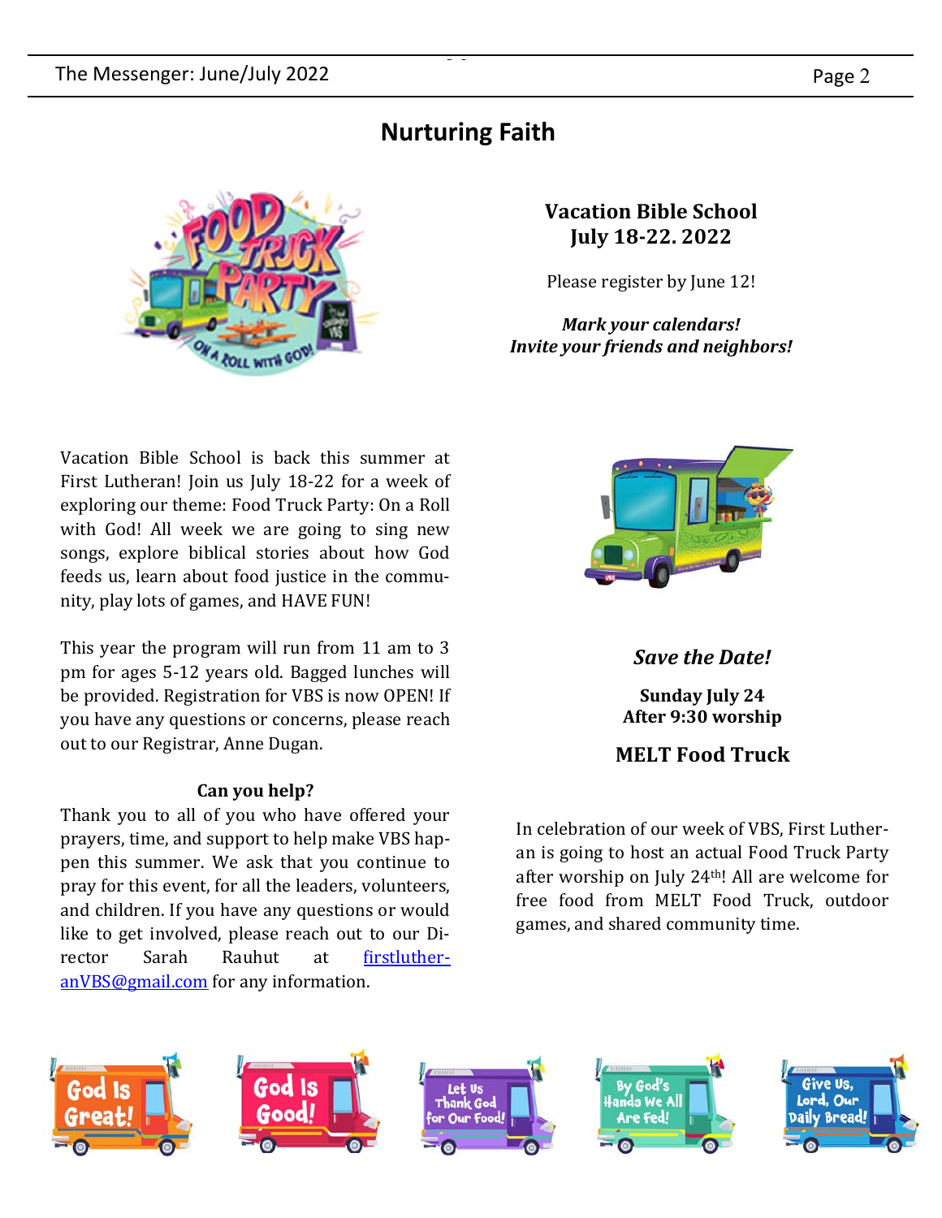# Nurturing Faith

## Vacation Bible School
## July 18-22. 2022

Please register by June 12!

***Mark your calendars!***
***Invite your friends and neighbors!***

Vacation Bible School is back this summer at First Lutheran! Join us July 18-22 for a week of exploring our theme: Food Truck Party: On a Roll with God! All week we are going to sing new songs, explore biblical stories about how God feeds us, learn about food justice in the community, play lots of games, and HAVE FUN!

This year the program will run from 11 am to 3 pm for ages 5-12 years old. Bagged lunches will be provided. Registration for VBS is now OPEN! If you have any questions or concerns, please reach out to our Registrar, Anne Dugan.

**Can you help?**

Thank you to all of you who have offered your prayers, time, and support to help make VBS happen this summer. We ask that you continue to pray for this event, for all the leaders, volunteers, and children. If you have any questions or would like to get involved, please reach out to our Director Sarah Rauhut at firstlutheranVBS@gmail.com for any information.

***Save the Date!***

**Sunday July 24**
**After 9:30 worship**

**MELT Food Truck**

In celebration of our week of VBS, First Lutheran is going to host an actual Food Truck Party after worship on July 24th! All are welcome for free food from MELT Food Truck, outdoor games, and shared community time.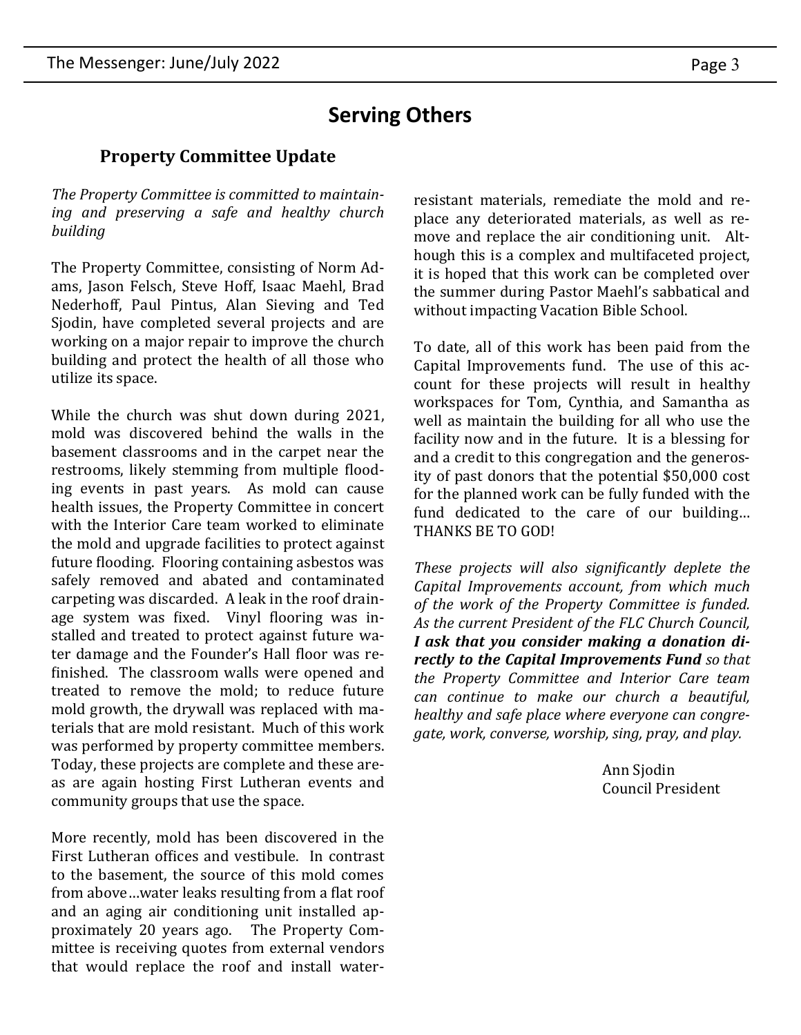# Serving Others

## Property Committee Update

*The Property Committee is committed to maintaining and preserving a safe and healthy church building*

The Property Committee, consisting of Norm Adams, Jason Felsch, Steve Hoff, Isaac Maehl, Brad Nederhoff, Paul Pintus, Alan Sieving and Ted Sjodin, have completed several projects and are working on a major repair to improve the church building and protect the health of all those who utilize its space.

While the church was shut down during 2021, mold was discovered behind the walls in the basement classrooms and in the carpet near the restrooms, likely stemming from multiple flooding events in past years. As mold can cause health issues, the Property Committee in concert with the Interior Care team worked to eliminate the mold and upgrade facilities to protect against future flooding. Flooring containing asbestos was safely removed and abated and contaminated carpeting was discarded. A leak in the roof drainage system was fixed. Vinyl flooring was installed and treated to protect against future water damage and the Founder's Hall floor was refinished. The classroom walls were opened and treated to remove the mold; to reduce future mold growth, the drywall was replaced with materials that are mold resistant. Much of this work was performed by property committee members. Today, these projects are complete and these areas are again hosting First Lutheran events and community groups that use the space.

More recently, mold has been discovered in the First Lutheran offices and vestibule. In contrast to the basement, the source of this mold comes from above…water leaks resulting from a flat roof and an aging air conditioning unit installed approximately 20 years ago. The Property Committee is receiving quotes from external vendors that would replace the roof and install water-resistant materials, remediate the mold and replace any deteriorated materials, as well as remove and replace the air conditioning unit. Although this is a complex and multifaceted project, it is hoped that this work can be completed over the summer during Pastor Maehl's sabbatical and without impacting Vacation Bible School.

To date, all of this work has been paid from the Capital Improvements fund. The use of this account for these projects will result in healthy workspaces for Tom, Cynthia, and Samantha as well as maintain the building for all who use the facility now and in the future. It is a blessing for and a credit to this congregation and the generosity of past donors that the potential $50,000 cost for the planned work can be fully funded with the fund dedicated to the care of our building… THANKS BE TO GOD!

*These projects will also significantly deplete the Capital Improvements account, from which much of the work of the Property Committee is funded. As the current President of the FLC Church Council,* ***I ask that you consider making a donation directly to the Capital Improvements Fund*** *so that the Property Committee and Interior Care team can continue to make our church a beautiful, healthy and safe place where everyone can congregate, work, converse, worship, sing, pray, and play.*

Ann Sjodin
Council President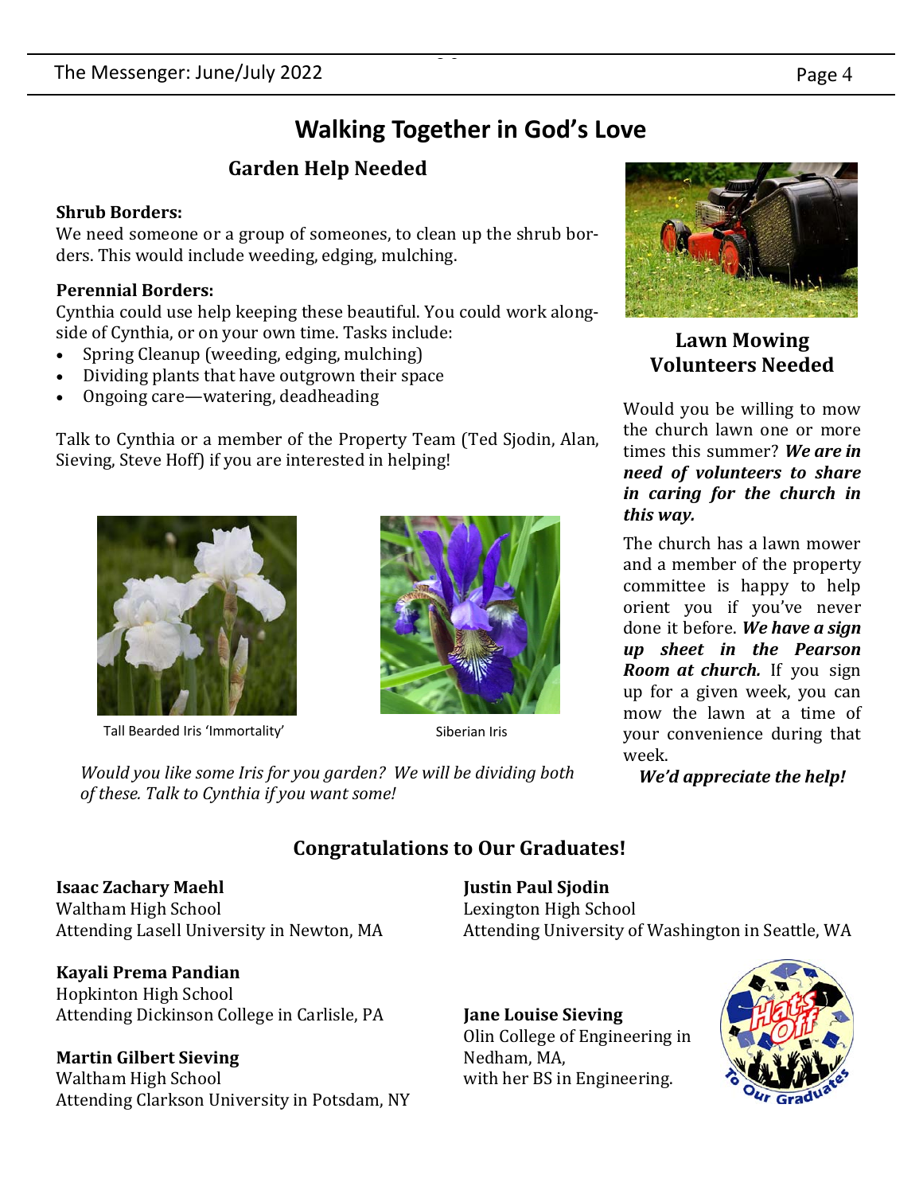# Walking Together in God's Love

## Garden Help Needed

**Shrub Borders:**

We need someone or a group of someones, to clean up the shrub borders. This would include weeding, edging, mulching.

**Perennial Borders:**

Cynthia could use help keeping these beautiful. You could work alongside of Cynthia, or on your own time. Tasks include:

- Spring Cleanup (weeding, edging, mulching)
- Dividing plants that have outgrown their space
- Ongoing care—watering, deadheading

Talk to Cynthia or a member of the Property Team (Ted Sjodin, Alan, Sieving, Steve Hoff) if you are interested in helping!

Tall Bearded Iris 'Immortality'

Siberian Iris

*Would you like some Iris for you garden? We will be dividing both of these. Talk to Cynthia if you want some!*

## Lawn Mowing Volunteers Needed

Would you be willing to mow the church lawn one or more times this summer? ***We are in need of volunteers to share in caring for the church in this way.***

The church has a lawn mower and a member of the property committee is happy to help orient you if you've never done it before. ***We have a sign up sheet in the Pearson Room at church.*** If you sign up for a given week, you can mow the lawn at a time of your convenience during that week.

***We'd appreciate the help!***

## Congratulations to Our Graduates!

**Isaac Zachary Maehl**
Waltham High School
Attending Lasell University in Newton, MA

**Kayali Prema Pandian**
Hopkinton High School
Attending Dickinson College in Carlisle, PA

**Martin Gilbert Sieving**
Waltham High School
Attending Clarkson University in Potsdam, NY

**Justin Paul Sjodin**
Lexington High School
Attending University of Washington in Seattle, WA

**Jane Louise Sieving**
Olin College of Engineering in Nedham, MA,
with her BS in Engineering.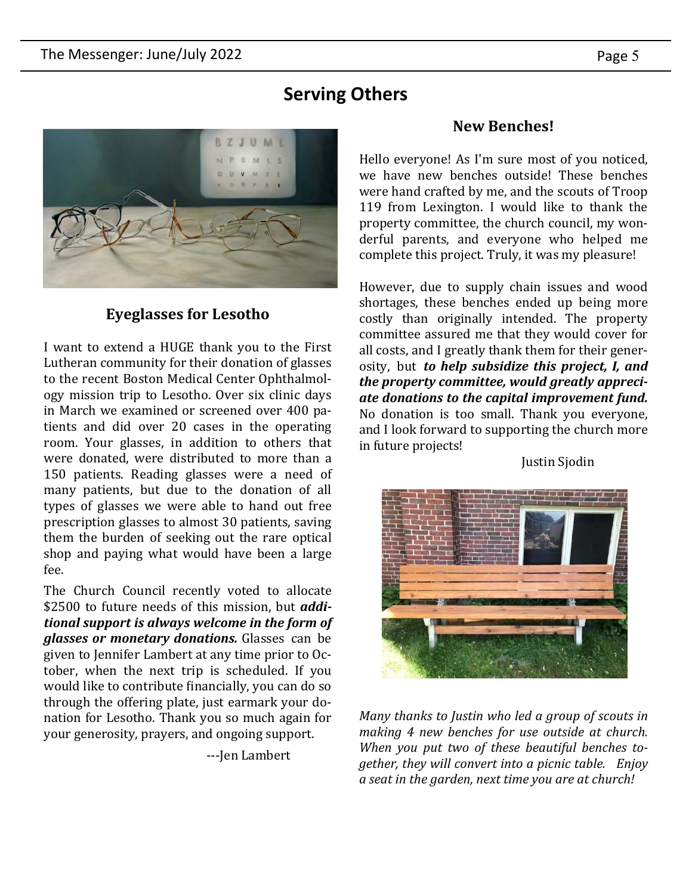# Serving Others

## Eyeglasses for Lesotho

I want to extend a HUGE thank you to the First Lutheran community for their donation of glasses to the recent Boston Medical Center Ophthalmology mission trip to Lesotho. Over six clinic days in March we examined or screened over 400 patients and did over 20 cases in the operating room. Your glasses, in addition to others that were donated, were distributed to more than a 150 patients. Reading glasses were a need of many patients, but due to the donation of all types of glasses we were able to hand out free prescription glasses to almost 30 patients, saving them the burden of seeking out the rare optical shop and paying what would have been a large fee.

The Church Council recently voted to allocate $2500 to future needs of this mission, but ***additional support is always welcome in the form of glasses or monetary donations.*** Glasses can be given to Jennifer Lambert at any time prior to October, when the next trip is scheduled. If you would like to contribute financially, you can do so through the offering plate, just earmark your donation for Lesotho. Thank you so much again for your generosity, prayers, and ongoing support.

---Jen Lambert

## New Benches!

Hello everyone! As I'm sure most of you noticed, we have new benches outside! These benches were hand crafted by me, and the scouts of Troop 119 from Lexington. I would like to thank the property committee, the church council, my wonderful parents, and everyone who helped me complete this project. Truly, it was my pleasure!

However, due to supply chain issues and wood shortages, these benches ended up being more costly than originally intended. The property committee assured me that they would cover for all costs, and I greatly thank them for their generosity, but ***to help subsidize this project, I, and the property committee, would greatly appreciate donations to the capital improvement fund.*** No donation is too small. Thank you everyone, and I look forward to supporting the church more in future projects!

Justin Sjodin

*Many thanks to Justin who led a group of scouts in making 4 new benches for use outside at church. When you put two of these beautiful benches together, they will convert into a picnic table. Enjoy a seat in the garden, next time you are at church!*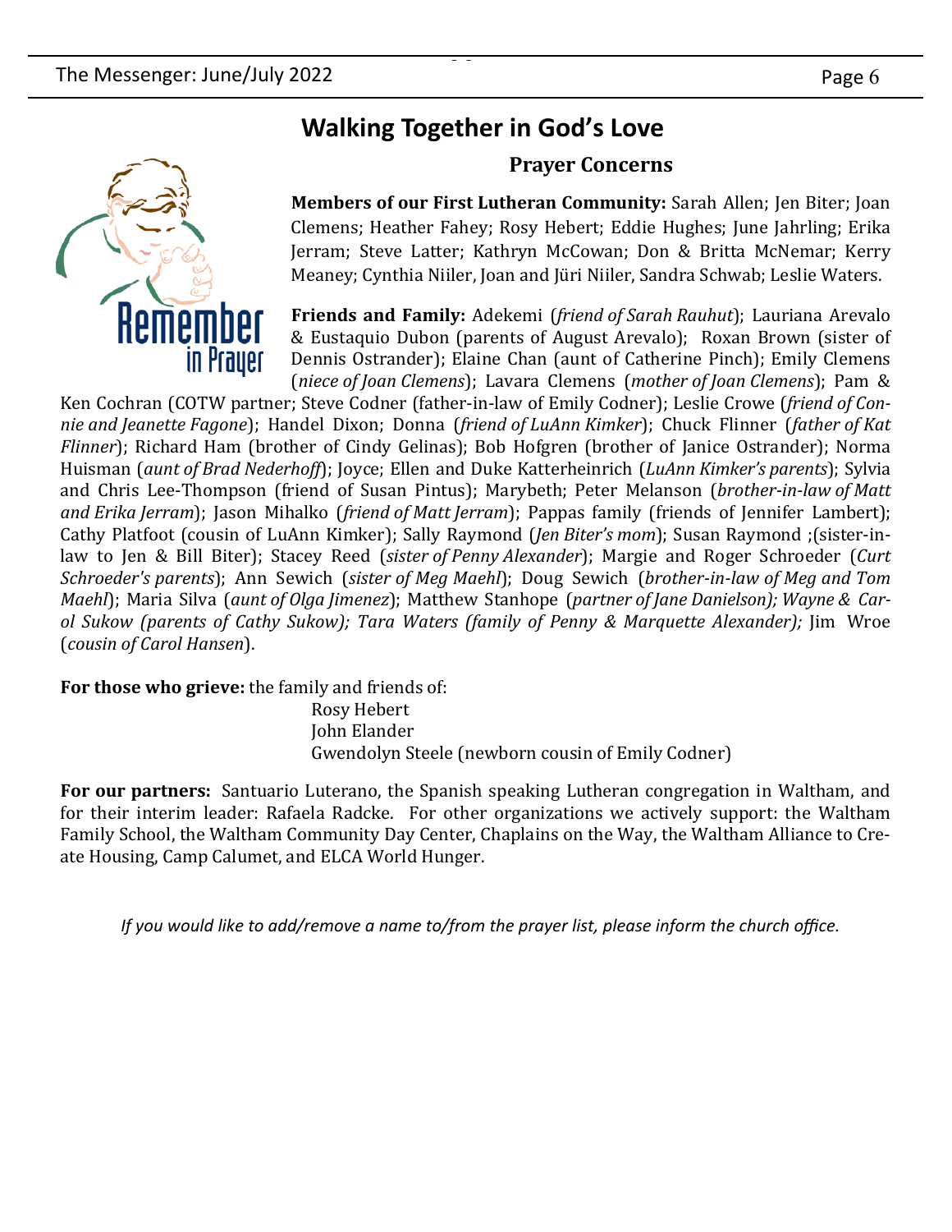# Walking Together in God's Love

## Prayer Concerns

**Members of our First Lutheran Community:** Sarah Allen; Jen Biter; Joan Clemens; Heather Fahey; Rosy Hebert; Eddie Hughes; June Jahrling; Erika Jerram; Steve Latter; Kathryn McCowan; Don & Britta McNemar; Kerry Meaney; Cynthia Niiler, Joan and Jüri Niiler, Sandra Schwab; Leslie Waters.

**Friends and Family:** Adekemi (*friend of Sarah Rauhut*); Lauriana Arevalo & Eustaquio Dubon (parents of August Arevalo); Roxan Brown (sister of Dennis Ostrander); Elaine Chan (aunt of Catherine Pinch); Emily Clemens (*niece of Joan Clemens*); Lavara Clemens (*mother of Joan Clemens*); Pam & Ken Cochran (COTW partner; Steve Codner (father-in-law of Emily Codner); Leslie Crowe (*friend of Connie and Jeanette Fagone*); Handel Dixon; Donna (*friend of LuAnn Kimker*); Chuck Flinner (*father of Kat Flinner*); Richard Ham (brother of Cindy Gelinas); Bob Hofgren (brother of Janice Ostrander); Norma Huisman (*aunt of Brad Nederhoff*); Joyce; Ellen and Duke Katterheinrich (*LuAnn Kimker's parents*); Sylvia and Chris Lee-Thompson (friend of Susan Pintus); Marybeth; Peter Melanson (*brother-in-law of Matt and Erika Jerram*); Jason Mihalko (*friend of Matt Jerram*); Pappas family (friends of Jennifer Lambert); Cathy Platfoot (cousin of LuAnn Kimker); Sally Raymond (*Jen Biter's mom*); Susan Raymond ;(sister-in-law to Jen & Bill Biter); Stacey Reed (*sister of Penny Alexander*); Margie and Roger Schroeder (*Curt Schroeder's parents*); Ann Sewich (*sister of Meg Maehl*); Doug Sewich (*brother-in-law of Meg and Tom Maehl*); Maria Silva (*aunt of Olga Jimenez*); Matthew Stanhope (*partner of Jane Danielson); Wayne & Carol Sukow (parents of Cathy Sukow); Tara Waters (family of Penny & Marquette Alexander);* Jim Wroe (*cousin of Carol Hansen*).

**For those who grieve:** the family and friends of:

Rosy Hebert
John Elander
Gwendolyn Steele (newborn cousin of Emily Codner)

**For our partners:** Santuario Luterano, the Spanish speaking Lutheran congregation in Waltham, and for their interim leader: Rafaela Radcke. For other organizations we actively support: the Waltham Family School, the Waltham Community Day Center, Chaplains on the Way, the Waltham Alliance to Create Housing, Camp Calumet, and ELCA World Hunger.

*If you would like to add/remove a name to/from the prayer list, please inform the church office.*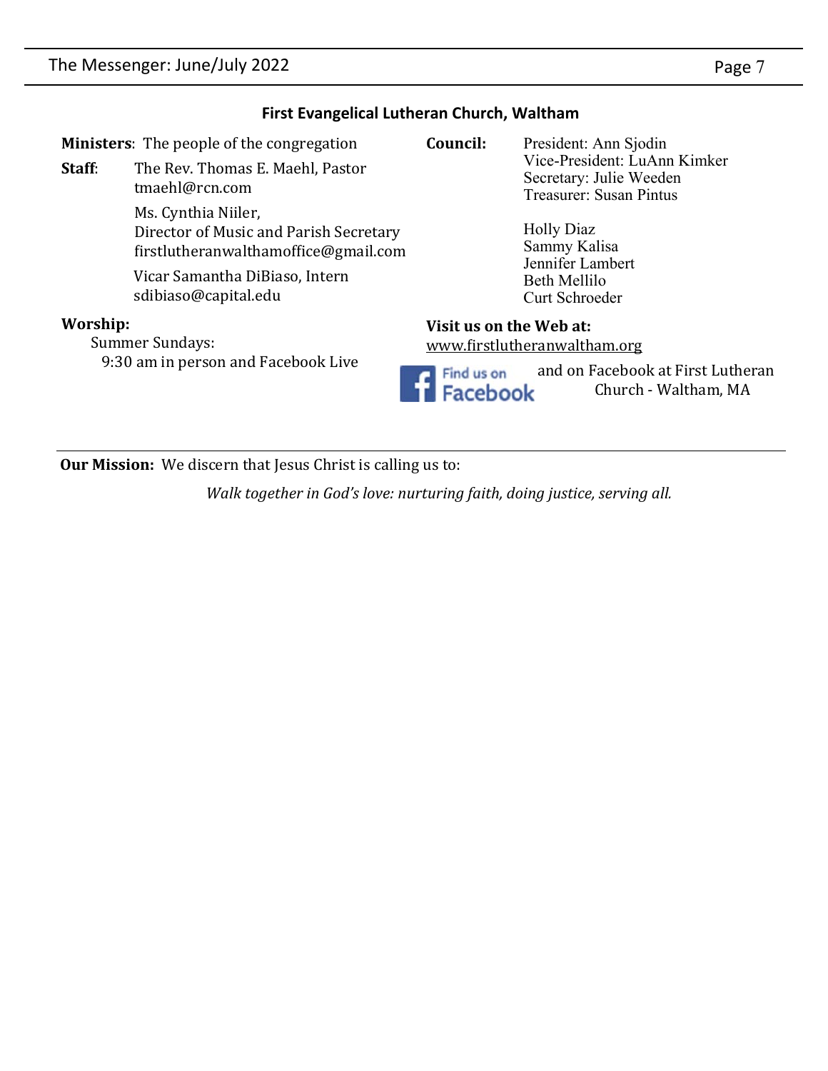## First Evangelical Lutheran Church, Waltham

**Ministers**: The people of the congregation

**Staff**: The Rev. Thomas E. Maehl, Pastor
tmaehl@rcn.com

Ms. Cynthia Niiler,
Director of Music and Parish Secretary
firstlutheranwalthamoffice@gmail.com

Vicar Samantha DiBiaso, Intern
sdibiaso@capital.edu

**Worship:**
Summer Sundays:
9:30 am in person and Facebook Live

**Council:**
President: Ann Sjodin
Vice-President: LuAnn Kimker
Secretary: Julie Weeden
Treasurer: Susan Pintus

Holly Diaz
Sammy Kalisa
Jennifer Lambert
Beth Mellilo
Curt Schroeder

**Visit us on the Web at:**
www.firstlutheranwaltham.org

Find us on Facebook and on Facebook at First Lutheran Church - Waltham, MA

---

**Our Mission:** We discern that Jesus Christ is calling us to:

*Walk together in God's love: nurturing faith, doing justice, serving all.*